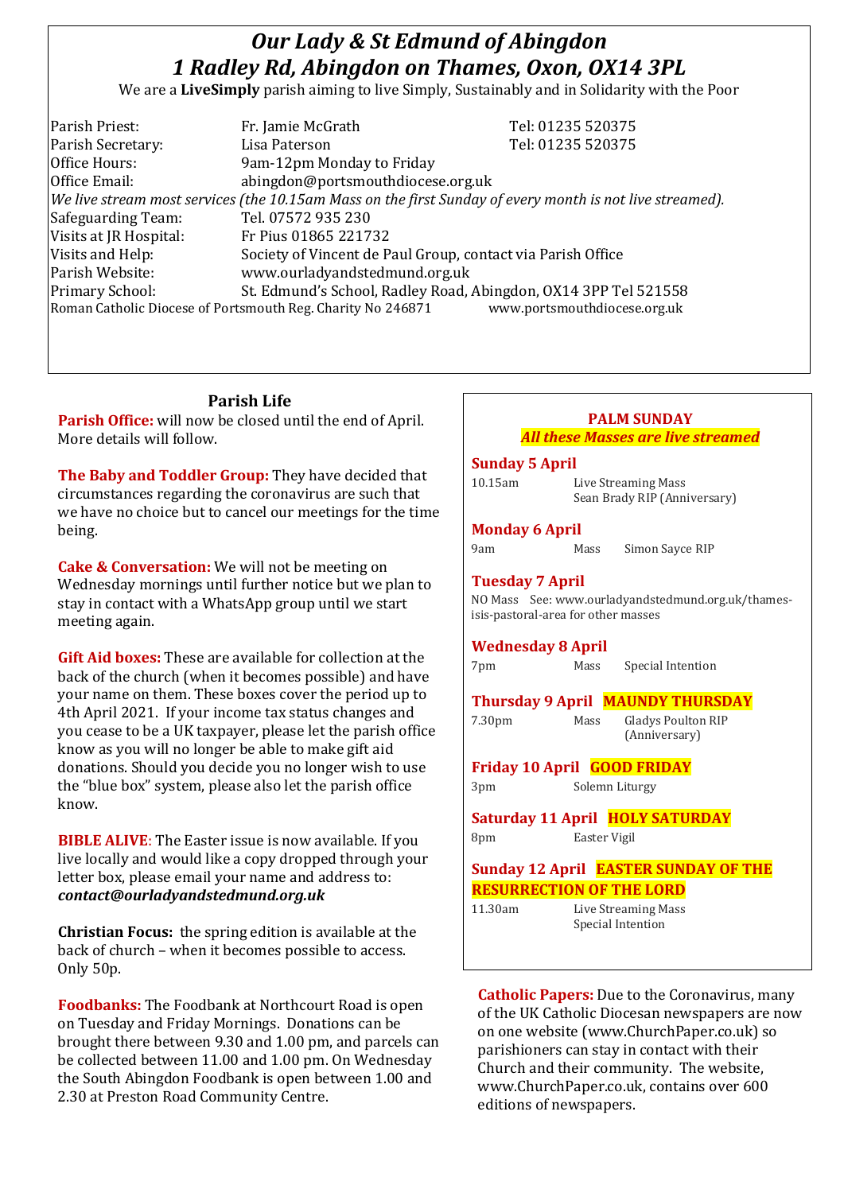# *Our Lady & St Edmund of Abingdon*
# *1 Radley Rd, Abingdon on Thames, Oxon, OX14 3PL*

We are a **LiveSimply** parish aiming to live Simply, Sustainably and in Solidarity with the Poor

| | | |
|---|---|---|
| Parish Priest: | Fr. Jamie McGrath | Tel: 01235 520375 |
| Parish Secretary: | Lisa Paterson | Tel: 01235 520375 |
| Office Hours: | 9am-12pm Monday to Friday | |
| Office Email: | abingdon@portsmouthdiocese.org.uk | |

*We live stream most services (the 10.15am Mass on the first Sunday of every month is not live streamed).*

| | |
|---|---|
| Safeguarding Team: | Tel. 07572 935 230 |
| Visits at JR Hospital: | Fr Pius 01865 221732 |
| Visits and Help: | Society of Vincent de Paul Group, contact via Parish Office |
| Parish Website: | www.ourladyandstedmund.org.uk |
| Primary School: | St. Edmund's School, Radley Road, Abingdon, OX14 3PP Tel 521558 |

Roman Catholic Diocese of Portsmouth Reg. Charity No 246871 www.portsmouthdiocese.org.uk

## Parish Life

**Parish Office:** will now be closed until the end of April. More details will follow.

**The Baby and Toddler Group:** They have decided that circumstances regarding the coronavirus are such that we have no choice but to cancel our meetings for the time being.

**Cake & Conversation:** We will not be meeting on Wednesday mornings until further notice but we plan to stay in contact with a WhatsApp group until we start meeting again.

**Gift Aid boxes:** These are available for collection at the back of the church (when it becomes possible) and have your name on them. These boxes cover the period up to 4th April 2021. If your income tax status changes and you cease to be a UK taxpayer, please let the parish office know as you will no longer be able to make gift aid donations. Should you decide you no longer wish to use the "blue box" system, please also let the parish office know.

**BIBLE ALIVE**: The Easter issue is now available. If you live locally and would like a copy dropped through your letter box, please email your name and address to: ***contact@ourladyandstedmund.org.uk***

**Christian Focus:** the spring edition is available at the back of church – when it becomes possible to access. Only 50p.

**Foodbanks:** The Foodbank at Northcourt Road is open on Tuesday and Friday Mornings. Donations can be brought there between 9.30 and 1.00 pm, and parcels can be collected between 11.00 and 1.00 pm. On Wednesday the South Abingdon Foodbank is open between 1.00 and 2.30 at Preston Road Community Centre.

## PALM SUNDAY
***All these Masses are live streamed***

**Sunday 5 April**
10.15am Live Streaming Mass
Sean Brady RIP (Anniversary)

**Monday 6 April**
9am Mass Simon Sayce RIP

**Tuesday 7 April**
NO Mass See: www.ourladyandstedmund.org.uk/thames-isis-pastoral-area for other masses

**Wednesday 8 April**
7pm Mass Special Intention

**Thursday 9 April MAUNDY THURSDAY**
7.30pm Mass Gladys Poulton RIP (Anniversary)

**Friday 10 April GOOD FRIDAY**
3pm Solemn Liturgy

**Saturday 11 April HOLY SATURDAY**
8pm Easter Vigil

**Sunday 12 April EASTER SUNDAY OF THE RESURRECTION OF THE LORD**
11.30am Live Streaming Mass
Special Intention

**Catholic Papers:** Due to the Coronavirus, many of the UK Catholic Diocesan newspapers are now on one website (www.ChurchPaper.co.uk) so parishioners can stay in contact with their Church and their community. The website, www.ChurchPaper.co.uk, contains over 600 editions of newspapers.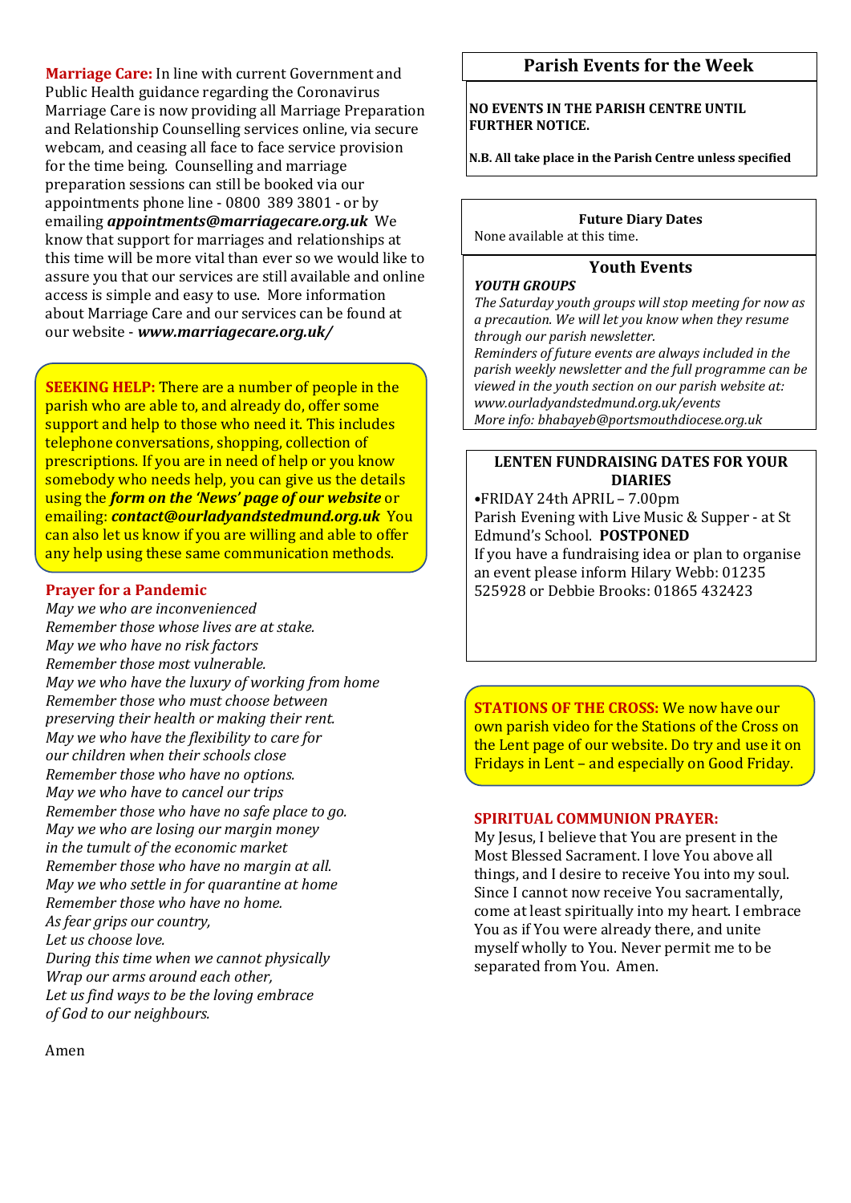**Marriage Care:** In line with current Government and Public Health guidance regarding the Coronavirus Marriage Care is now providing all Marriage Preparation and Relationship Counselling services online, via secure webcam, and ceasing all face to face service provision for the time being. Counselling and marriage preparation sessions can still be booked via our appointments phone line - 0800 389 3801 - or by emailing ***appointments@marriagecare.org.uk*** We know that support for marriages and relationships at this time will be more vital than ever so we would like to assure you that our services are still available and online access is simple and easy to use. More information about Marriage Care and our services can be found at our website - ***www.marriagecare.org.uk/***

**SEEKING HELP:** There are a number of people in the parish who are able to, and already do, offer some support and help to those who need it. This includes telephone conversations, shopping, collection of prescriptions. If you are in need of help or you know somebody who needs help, you can give us the details using the ***form on the 'News' page of our website*** or emailing: ***contact@ourladyandstedmund.org.uk*** You can also let us know if you are willing and able to offer any help using these same communication methods.

**Prayer for a Pandemic**

*May we who are inconvenienced*
*Remember those whose lives are at stake.*
*May we who have no risk factors*
*Remember those most vulnerable.*
*May we who have the luxury of working from home*
*Remember those who must choose between*
*preserving their health or making their rent.*
*May we who have the flexibility to care for*
*our children when their schools close*
*Remember those who have no options.*
*May we who have to cancel our trips*
*Remember those who have no safe place to go.*
*May we who are losing our margin money*
*in the tumult of the economic market*
*Remember those who have no margin at all.*
*May we who settle in for quarantine at home*
*Remember those who have no home.*
*As fear grips our country,*
*Let us choose love.*
*During this time when we cannot physically*
*Wrap our arms around each other,*
*Let us find ways to be the loving embrace*
*of God to our neighbours.*

Amen

## Parish Events for the Week

**NO EVENTS IN THE PARISH CENTRE UNTIL FURTHER NOTICE.**

**N.B. All take place in the Parish Centre unless specified**

**Future Diary Dates**

None available at this time.

## Youth Events

***YOUTH GROUPS***

*The Saturday youth groups will stop meeting for now as a precaution. We will let you know when they resume through our parish newsletter.*

*Reminders of future events are always included in the parish weekly newsletter and the full programme can be viewed in the youth section on our parish website at: www.ourladyandstedmund.org.uk/events*

*More info: bhabayeb@portsmouthdiocese.org.uk*

**LENTEN FUNDRAISING DATES FOR YOUR DIARIES**

•FRIDAY 24th APRIL – 7.00pm

Parish Evening with Live Music & Supper - at St Edmund's School. **POSTPONED**

If you have a fundraising idea or plan to organise an event please inform Hilary Webb: 01235 525928 or Debbie Brooks: 01865 432423

**STATIONS OF THE CROSS:** We now have our own parish video for the Stations of the Cross on the Lent page of our website. Do try and use it on Fridays in Lent – and especially on Good Friday.

**SPIRITUAL COMMUNION PRAYER:**

My Jesus, I believe that You are present in the Most Blessed Sacrament. I love You above all things, and I desire to receive You into my soul. Since I cannot now receive You sacramentally, come at least spiritually into my heart. I embrace You as if You were already there, and unite myself wholly to You. Never permit me to be separated from You. Amen.